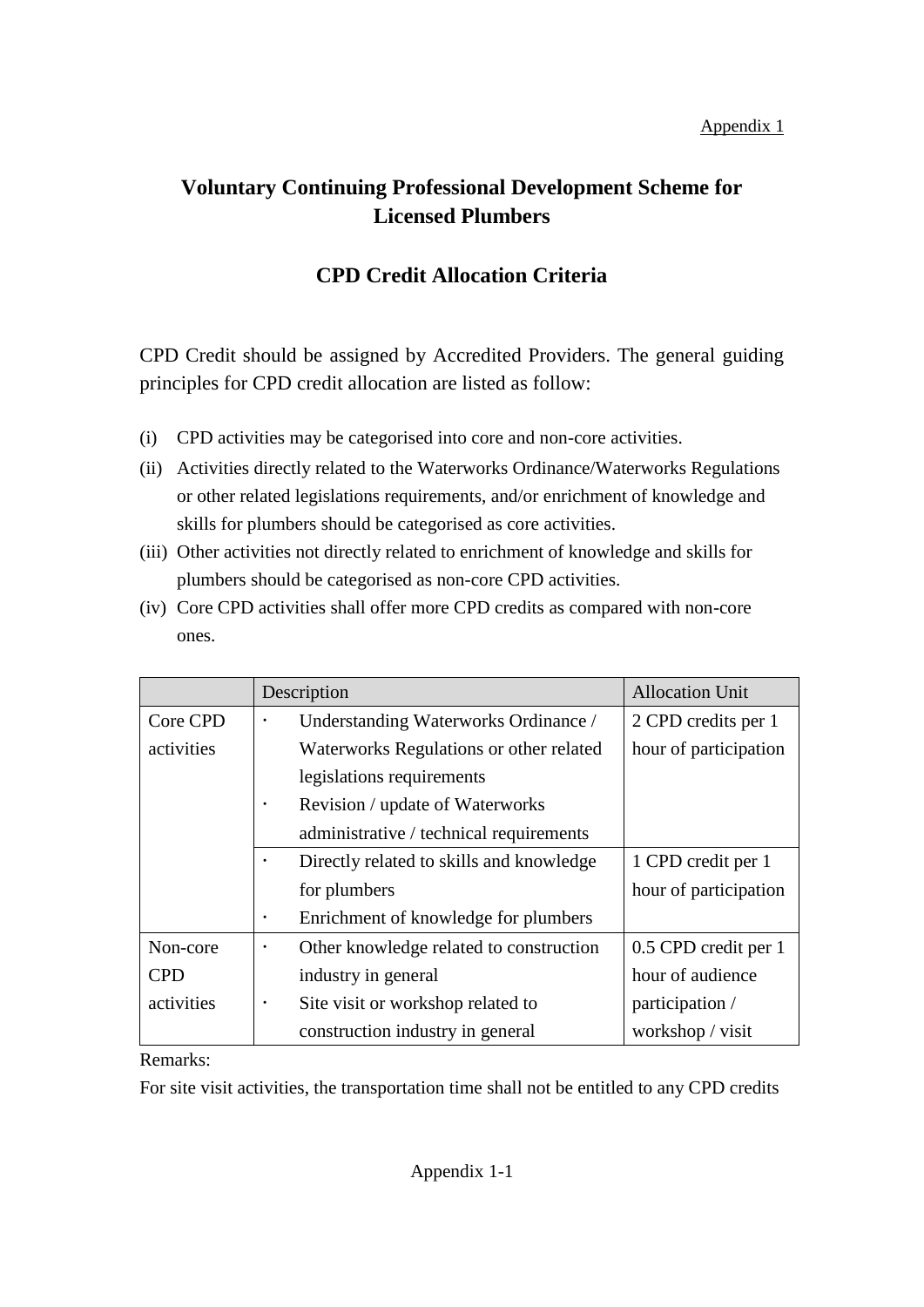Appendix 1

# Voluntary Continuing Professional Development Scheme for Licensed Plumbers

## CPD Credit Allocation Criteria

CPD Credit should be assigned by Accredited Providers. The general guiding principles for CPD credit allocation are listed as follow:

(i) CPD activities may be categorised into core and non-core activities.

(ii) Activities directly related to the Waterworks Ordinance/Waterworks Regulations or other related legislations requirements, and/or enrichment of knowledge and skills for plumbers should be categorised as core activities.

(iii) Other activities not directly related to enrichment of knowledge and skills for plumbers should be categorised as non-core CPD activities.

(iv) Core CPD activities shall offer more CPD credits as compared with non-core ones.

| | Description | Allocation Unit |
|---|---|---|
| Core CPD activities | • Understanding Waterworks Ordinance / Waterworks Regulations or other related legislations requirements<br>• Revision / update of Waterworks administrative / technical requirements | 2 CPD credits per 1 hour of participation |
| | • Directly related to skills and knowledge for plumbers<br>• Enrichment of knowledge for plumbers | 1 CPD credit per 1 hour of participation |
| Non-core CPD activities | • Other knowledge related to construction industry in general<br>• Site visit or workshop related to construction industry in general | 0.5 CPD credit per 1 hour of audience participation / workshop / visit |

Remarks:

For site visit activities, the transportation time shall not be entitled to any CPD credits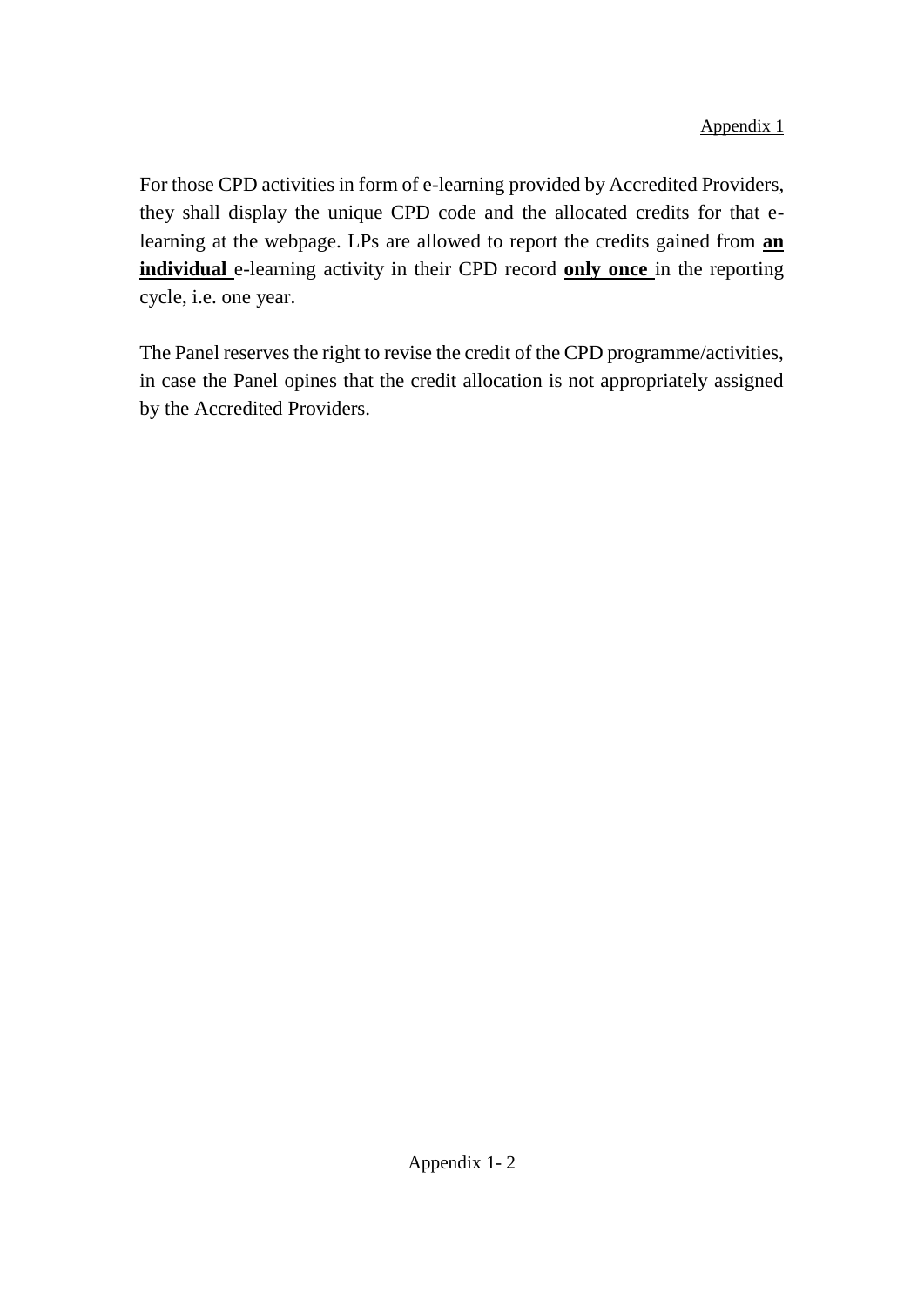For those CPD activities in form of e-learning provided by Accredited Providers, they shall display the unique CPD code and the allocated credits for that e-learning at the webpage. LPs are allowed to report the credits gained from **an individual** e-learning activity in their CPD record **only once** in the reporting cycle, i.e. one year.

The Panel reserves the right to revise the credit of the CPD programme/activities, in case the Panel opines that the credit allocation is not appropriately assigned by the Accredited Providers.